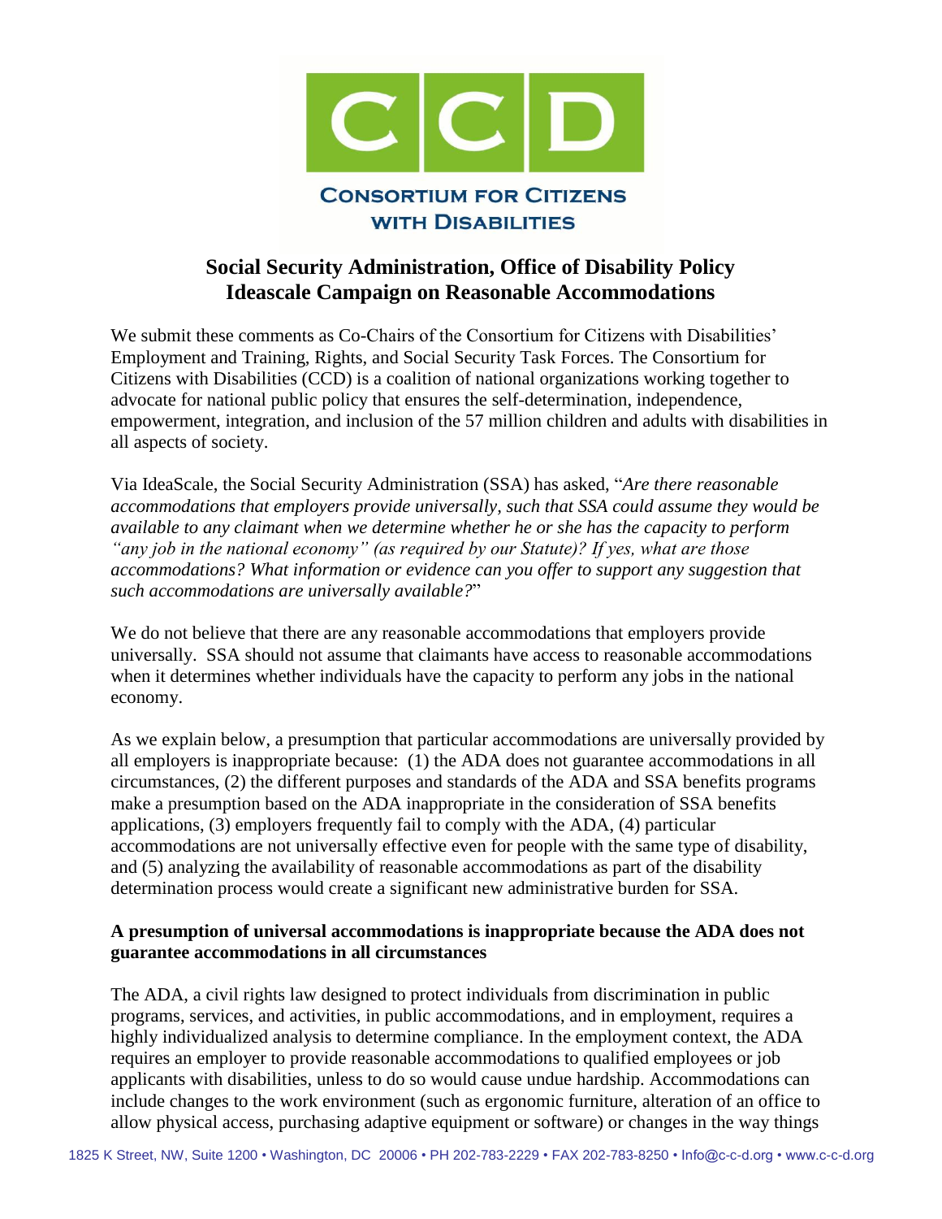CCD

**Consortium for Citizens with Disabilities**

## Social Security Administration, Office of Disability Policy Ideascale Campaign on Reasonable Accommodations

We submit these comments as Co-Chairs of the Consortium for Citizens with Disabilities' Employment and Training, Rights, and Social Security Task Forces. The Consortium for Citizens with Disabilities (CCD) is a coalition of national organizations working together to advocate for national public policy that ensures the self-determination, independence, empowerment, integration, and inclusion of the 57 million children and adults with disabilities in all aspects of society.

Via IdeaScale, the Social Security Administration (SSA) has asked, "*Are there reasonable accommodations that employers provide universally, such that SSA could assume they would be available to any claimant when we determine whether he or she has the capacity to perform "any job in the national economy" (as required by our Statute)? If yes, what are those accommodations? What information or evidence can you offer to support any suggestion that such accommodations are universally available?*"

We do not believe that there are any reasonable accommodations that employers provide universally. SSA should not assume that claimants have access to reasonable accommodations when it determines whether individuals have the capacity to perform any jobs in the national economy.

As we explain below, a presumption that particular accommodations are universally provided by all employers is inappropriate because: (1) the ADA does not guarantee accommodations in all circumstances, (2) the different purposes and standards of the ADA and SSA benefits programs make a presumption based on the ADA inappropriate in the consideration of SSA benefits applications, (3) employers frequently fail to comply with the ADA, (4) particular accommodations are not universally effective even for people with the same type of disability, and (5) analyzing the availability of reasonable accommodations as part of the disability determination process would create a significant new administrative burden for SSA.

### A presumption of universal accommodations is inappropriate because the ADA does not guarantee accommodations in all circumstances

The ADA, a civil rights law designed to protect individuals from discrimination in public programs, services, and activities, in public accommodations, and in employment, requires a highly individualized analysis to determine compliance. In the employment context, the ADA requires an employer to provide reasonable accommodations to qualified employees or job applicants with disabilities, unless to do so would cause undue hardship. Accommodations can include changes to the work environment (such as ergonomic furniture, alteration of an office to allow physical access, purchasing adaptive equipment or software) or changes in the way things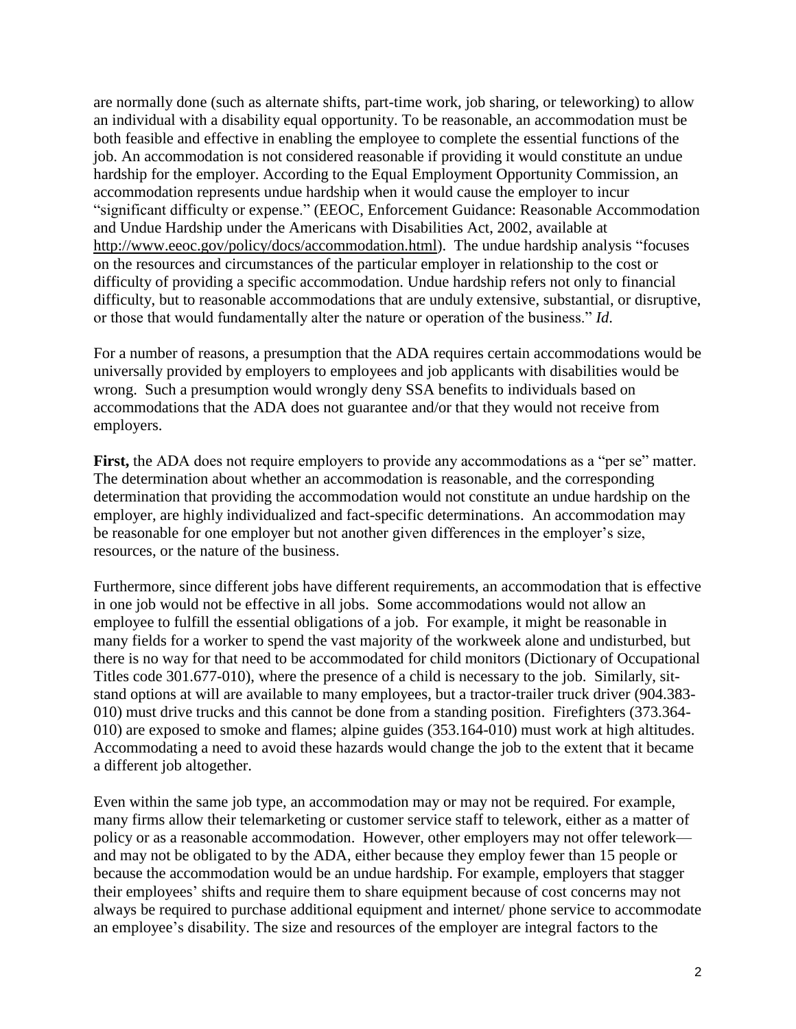are normally done (such as alternate shifts, part-time work, job sharing, or teleworking) to allow an individual with a disability equal opportunity. To be reasonable, an accommodation must be both feasible and effective in enabling the employee to complete the essential functions of the job. An accommodation is not considered reasonable if providing it would constitute an undue hardship for the employer. According to the Equal Employment Opportunity Commission, an accommodation represents undue hardship when it would cause the employer to incur "significant difficulty or expense." (EEOC, Enforcement Guidance: Reasonable Accommodation and Undue Hardship under the Americans with Disabilities Act, 2002, available at http://www.eeoc.gov/policy/docs/accommodation.html). The undue hardship analysis "focuses on the resources and circumstances of the particular employer in relationship to the cost or difficulty of providing a specific accommodation. Undue hardship refers not only to financial difficulty, but to reasonable accommodations that are unduly extensive, substantial, or disruptive, or those that would fundamentally alter the nature or operation of the business." *Id*.

For a number of reasons, a presumption that the ADA requires certain accommodations would be universally provided by employers to employees and job applicants with disabilities would be wrong. Such a presumption would wrongly deny SSA benefits to individuals based on accommodations that the ADA does not guarantee and/or that they would not receive from employers.

**First,** the ADA does not require employers to provide any accommodations as a "per se" matter. The determination about whether an accommodation is reasonable, and the corresponding determination that providing the accommodation would not constitute an undue hardship on the employer, are highly individualized and fact-specific determinations. An accommodation may be reasonable for one employer but not another given differences in the employer's size, resources, or the nature of the business.

Furthermore, since different jobs have different requirements, an accommodation that is effective in one job would not be effective in all jobs. Some accommodations would not allow an employee to fulfill the essential obligations of a job. For example, it might be reasonable in many fields for a worker to spend the vast majority of the workweek alone and undisturbed, but there is no way for that need to be accommodated for child monitors (Dictionary of Occupational Titles code 301.677-010), where the presence of a child is necessary to the job. Similarly, sit-stand options at will are available to many employees, but a tractor-trailer truck driver (904.383-010) must drive trucks and this cannot be done from a standing position. Firefighters (373.364-010) are exposed to smoke and flames; alpine guides (353.164-010) must work at high altitudes. Accommodating a need to avoid these hazards would change the job to the extent that it became a different job altogether.

Even within the same job type, an accommodation may or may not be required. For example, many firms allow their telemarketing or customer service staff to telework, either as a matter of policy or as a reasonable accommodation. However, other employers may not offer telework—and may not be obligated to by the ADA, either because they employ fewer than 15 people or because the accommodation would be an undue hardship. For example, employers that stagger their employees' shifts and require them to share equipment because of cost concerns may not always be required to purchase additional equipment and internet/ phone service to accommodate an employee's disability. The size and resources of the employer are integral factors to the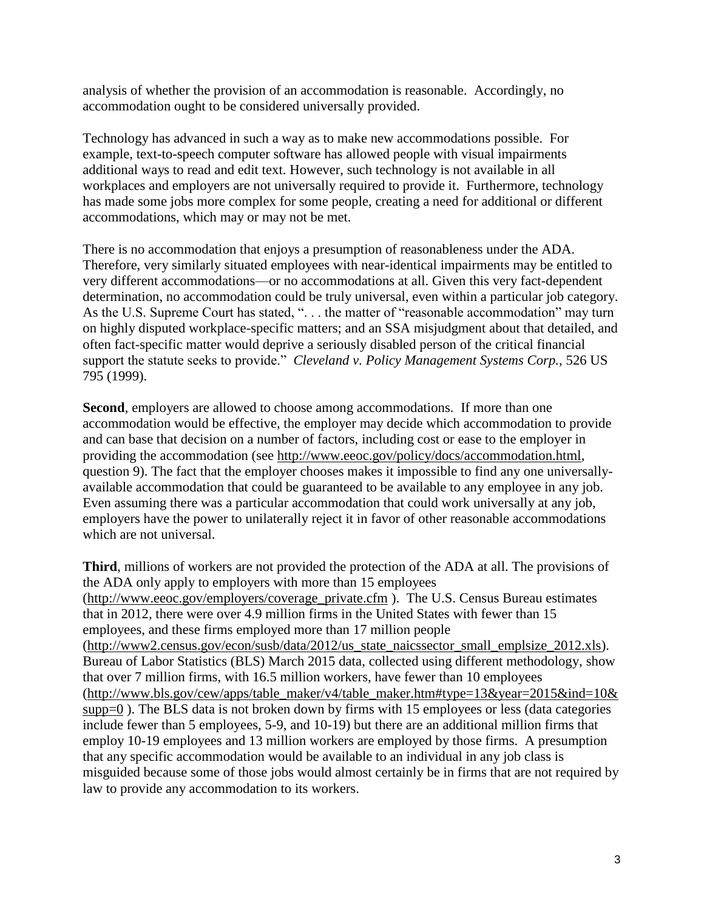analysis of whether the provision of an accommodation is reasonable. Accordingly, no accommodation ought to be considered universally provided.

Technology has advanced in such a way as to make new accommodations possible. For example, text-to-speech computer software has allowed people with visual impairments additional ways to read and edit text. However, such technology is not available in all workplaces and employers are not universally required to provide it. Furthermore, technology has made some jobs more complex for some people, creating a need for additional or different accommodations, which may or may not be met.

There is no accommodation that enjoys a presumption of reasonableness under the ADA. Therefore, very similarly situated employees with near-identical impairments may be entitled to very different accommodations—or no accommodations at all. Given this very fact-dependent determination, no accommodation could be truly universal, even within a particular job category. As the U.S. Supreme Court has stated, ". . . the matter of "reasonable accommodation" may turn on highly disputed workplace-specific matters; and an SSA misjudgment about that detailed, and often fact-specific matter would deprive a seriously disabled person of the critical financial support the statute seeks to provide." *Cleveland v. Policy Management Systems Corp.*, 526 US 795 (1999).

**Second**, employers are allowed to choose among accommodations. If more than one accommodation would be effective, the employer may decide which accommodation to provide and can base that decision on a number of factors, including cost or ease to the employer in providing the accommodation (see http://www.eeoc.gov/policy/docs/accommodation.html, question 9). The fact that the employer chooses makes it impossible to find any one universally-available accommodation that could be guaranteed to be available to any employee in any job. Even assuming there was a particular accommodation that could work universally at any job, employers have the power to unilaterally reject it in favor of other reasonable accommodations which are not universal.

**Third**, millions of workers are not provided the protection of the ADA at all. The provisions of the ADA only apply to employers with more than 15 employees (http://www.eeoc.gov/employers/coverage_private.cfm ). The U.S. Census Bureau estimates that in 2012, there were over 4.9 million firms in the United States with fewer than 15 employees, and these firms employed more than 17 million people (http://www2.census.gov/econ/susb/data/2012/us_state_naicssector_small_emplsize_2012.xls). Bureau of Labor Statistics (BLS) March 2015 data, collected using different methodology, show that over 7 million firms, with 16.5 million workers, have fewer than 10 employees (http://www.bls.gov/cew/apps/table_maker/v4/table_maker.htm#type=13&year=2015&ind=10&supp=0 ). The BLS data is not broken down by firms with 15 employees or less (data categories include fewer than 5 employees, 5-9, and 10-19) but there are an additional million firms that employ 10-19 employees and 13 million workers are employed by those firms. A presumption that any specific accommodation would be available to an individual in any job class is misguided because some of those jobs would almost certainly be in firms that are not required by law to provide any accommodation to its workers.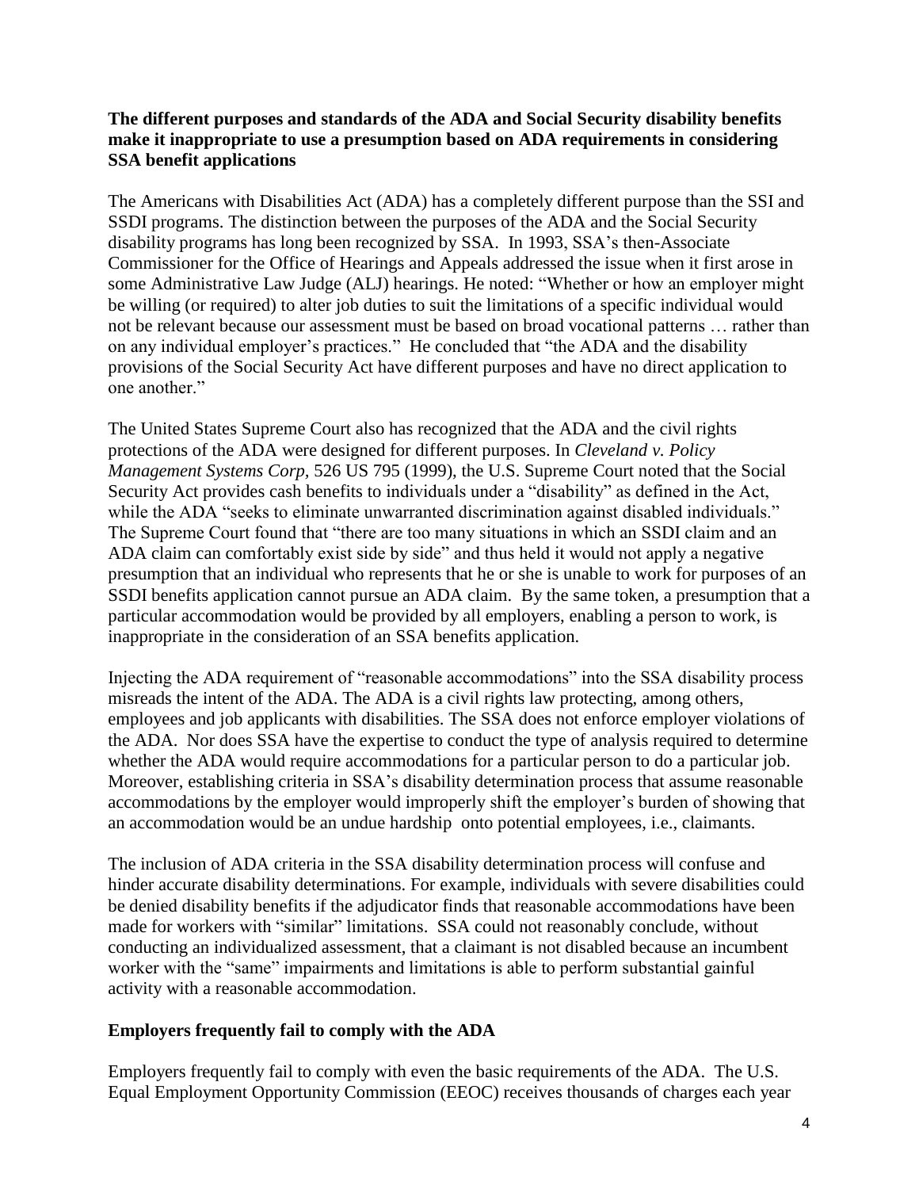**The different purposes and standards of the ADA and Social Security disability benefits make it inappropriate to use a presumption based on ADA requirements in considering SSA benefit applications**

The Americans with Disabilities Act (ADA) has a completely different purpose than the SSI and SSDI programs. The distinction between the purposes of the ADA and the Social Security disability programs has long been recognized by SSA. In 1993, SSA's then-Associate Commissioner for the Office of Hearings and Appeals addressed the issue when it first arose in some Administrative Law Judge (ALJ) hearings. He noted: "Whether or how an employer might be willing (or required) to alter job duties to suit the limitations of a specific individual would not be relevant because our assessment must be based on broad vocational patterns … rather than on any individual employer's practices." He concluded that "the ADA and the disability provisions of the Social Security Act have different purposes and have no direct application to one another."

The United States Supreme Court also has recognized that the ADA and the civil rights protections of the ADA were designed for different purposes. In *Cleveland v. Policy Management Systems Corp,* 526 US 795 (1999), the U.S. Supreme Court noted that the Social Security Act provides cash benefits to individuals under a "disability" as defined in the Act, while the ADA "seeks to eliminate unwarranted discrimination against disabled individuals." The Supreme Court found that "there are too many situations in which an SSDI claim and an ADA claim can comfortably exist side by side" and thus held it would not apply a negative presumption that an individual who represents that he or she is unable to work for purposes of an SSDI benefits application cannot pursue an ADA claim. By the same token, a presumption that a particular accommodation would be provided by all employers, enabling a person to work, is inappropriate in the consideration of an SSA benefits application.

Injecting the ADA requirement of "reasonable accommodations" into the SSA disability process misreads the intent of the ADA. The ADA is a civil rights law protecting, among others, employees and job applicants with disabilities. The SSA does not enforce employer violations of the ADA. Nor does SSA have the expertise to conduct the type of analysis required to determine whether the ADA would require accommodations for a particular person to do a particular job. Moreover, establishing criteria in SSA's disability determination process that assume reasonable accommodations by the employer would improperly shift the employer's burden of showing that an accommodation would be an undue hardship onto potential employees, i.e., claimants.

The inclusion of ADA criteria in the SSA disability determination process will confuse and hinder accurate disability determinations. For example, individuals with severe disabilities could be denied disability benefits if the adjudicator finds that reasonable accommodations have been made for workers with "similar" limitations. SSA could not reasonably conclude, without conducting an individualized assessment, that a claimant is not disabled because an incumbent worker with the "same" impairments and limitations is able to perform substantial gainful activity with a reasonable accommodation.

**Employers frequently fail to comply with the ADA**

Employers frequently fail to comply with even the basic requirements of the ADA. The U.S. Equal Employment Opportunity Commission (EEOC) receives thousands of charges each year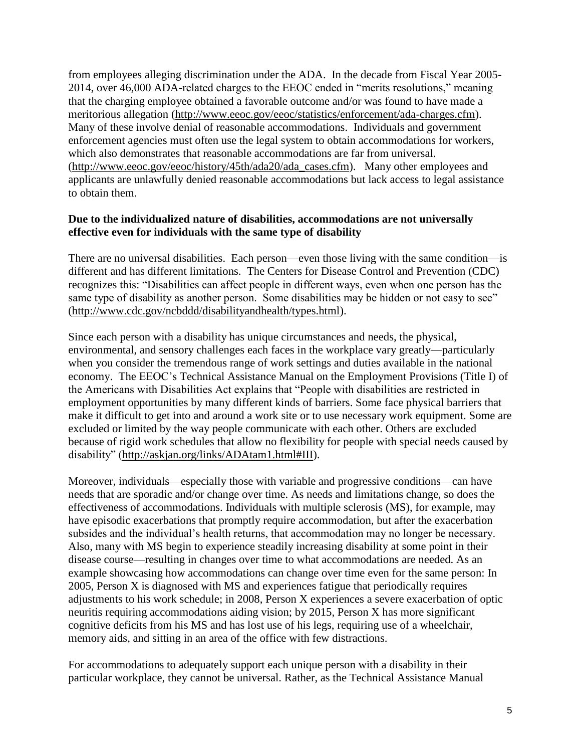from employees alleging discrimination under the ADA. In the decade from Fiscal Year 2005-2014, over 46,000 ADA-related charges to the EEOC ended in "merits resolutions," meaning that the charging employee obtained a favorable outcome and/or was found to have made a meritorious allegation (http://www.eeoc.gov/eeoc/statistics/enforcement/ada-charges.cfm). Many of these involve denial of reasonable accommodations. Individuals and government enforcement agencies must often use the legal system to obtain accommodations for workers, which also demonstrates that reasonable accommodations are far from universal. (http://www.eeoc.gov/eeoc/history/45th/ada20/ada_cases.cfm). Many other employees and applicants are unlawfully denied reasonable accommodations but lack access to legal assistance to obtain them.

**Due to the individualized nature of disabilities, accommodations are not universally effective even for individuals with the same type of disability**

There are no universal disabilities. Each person—even those living with the same condition—is different and has different limitations. The Centers for Disease Control and Prevention (CDC) recognizes this: "Disabilities can affect people in different ways, even when one person has the same type of disability as another person. Some disabilities may be hidden or not easy to see" (http://www.cdc.gov/ncbddd/disabilityandhealth/types.html).

Since each person with a disability has unique circumstances and needs, the physical, environmental, and sensory challenges each faces in the workplace vary greatly—particularly when you consider the tremendous range of work settings and duties available in the national economy. The EEOC's Technical Assistance Manual on the Employment Provisions (Title I) of the Americans with Disabilities Act explains that "People with disabilities are restricted in employment opportunities by many different kinds of barriers. Some face physical barriers that make it difficult to get into and around a work site or to use necessary work equipment. Some are excluded or limited by the way people communicate with each other. Others are excluded because of rigid work schedules that allow no flexibility for people with special needs caused by disability" (http://askjan.org/links/ADAtam1.html#III).

Moreover, individuals—especially those with variable and progressive conditions—can have needs that are sporadic and/or change over time. As needs and limitations change, so does the effectiveness of accommodations. Individuals with multiple sclerosis (MS), for example, may have episodic exacerbations that promptly require accommodation, but after the exacerbation subsides and the individual's health returns, that accommodation may no longer be necessary. Also, many with MS begin to experience steadily increasing disability at some point in their disease course—resulting in changes over time to what accommodations are needed. As an example showcasing how accommodations can change over time even for the same person: In 2005, Person X is diagnosed with MS and experiences fatigue that periodically requires adjustments to his work schedule; in 2008, Person X experiences a severe exacerbation of optic neuritis requiring accommodations aiding vision; by 2015, Person X has more significant cognitive deficits from his MS and has lost use of his legs, requiring use of a wheelchair, memory aids, and sitting in an area of the office with few distractions.

For accommodations to adequately support each unique person with a disability in their particular workplace, they cannot be universal. Rather, as the Technical Assistance Manual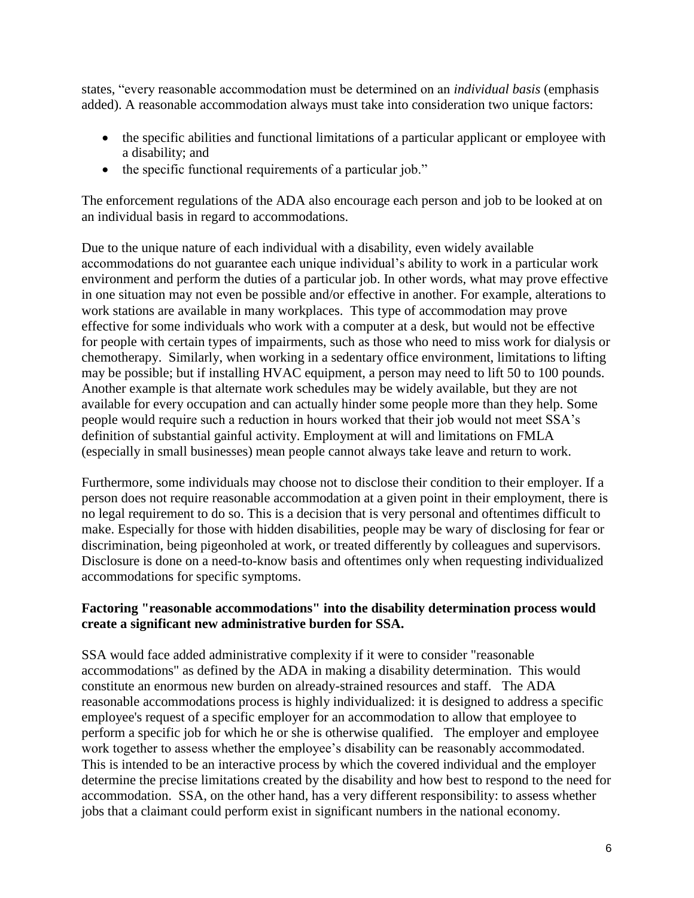states, "every reasonable accommodation must be determined on an *individual basis* (emphasis added). A reasonable accommodation always must take into consideration two unique factors:

- the specific abilities and functional limitations of a particular applicant or employee with a disability; and
- the specific functional requirements of a particular job."

The enforcement regulations of the ADA also encourage each person and job to be looked at on an individual basis in regard to accommodations.

Due to the unique nature of each individual with a disability, even widely available accommodations do not guarantee each unique individual's ability to work in a particular work environment and perform the duties of a particular job. In other words, what may prove effective in one situation may not even be possible and/or effective in another. For example, alterations to work stations are available in many workplaces. This type of accommodation may prove effective for some individuals who work with a computer at a desk, but would not be effective for people with certain types of impairments, such as those who need to miss work for dialysis or chemotherapy. Similarly, when working in a sedentary office environment, limitations to lifting may be possible; but if installing HVAC equipment, a person may need to lift 50 to 100 pounds. Another example is that alternate work schedules may be widely available, but they are not available for every occupation and can actually hinder some people more than they help. Some people would require such a reduction in hours worked that their job would not meet SSA's definition of substantial gainful activity. Employment at will and limitations on FMLA (especially in small businesses) mean people cannot always take leave and return to work.

Furthermore, some individuals may choose not to disclose their condition to their employer. If a person does not require reasonable accommodation at a given point in their employment, there is no legal requirement to do so. This is a decision that is very personal and oftentimes difficult to make. Especially for those with hidden disabilities, people may be wary of disclosing for fear or discrimination, being pigeonholed at work, or treated differently by colleagues and supervisors. Disclosure is done on a need-to-know basis and oftentimes only when requesting individualized accommodations for specific symptoms.

**Factoring "reasonable accommodations" into the disability determination process would create a significant new administrative burden for SSA.**

SSA would face added administrative complexity if it were to consider "reasonable accommodations" as defined by the ADA in making a disability determination. This would constitute an enormous new burden on already-strained resources and staff. The ADA reasonable accommodations process is highly individualized: it is designed to address a specific employee's request of a specific employer for an accommodation to allow that employee to perform a specific job for which he or she is otherwise qualified. The employer and employee work together to assess whether the employee's disability can be reasonably accommodated. This is intended to be an interactive process by which the covered individual and the employer determine the precise limitations created by the disability and how best to respond to the need for accommodation. SSA, on the other hand, has a very different responsibility: to assess whether jobs that a claimant could perform exist in significant numbers in the national economy.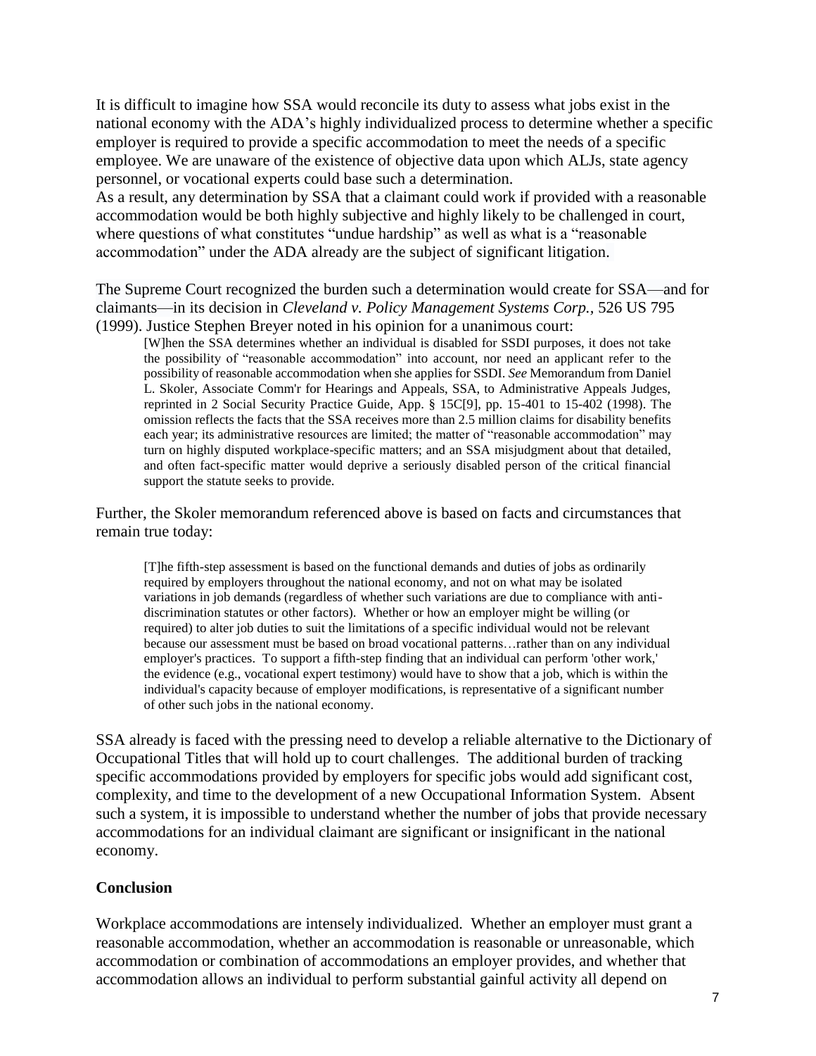It is difficult to imagine how SSA would reconcile its duty to assess what jobs exist in the national economy with the ADA's highly individualized process to determine whether a specific employer is required to provide a specific accommodation to meet the needs of a specific employee. We are unaware of the existence of objective data upon which ALJs, state agency personnel, or vocational experts could base such a determination.

As a result, any determination by SSA that a claimant could work if provided with a reasonable accommodation would be both highly subjective and highly likely to be challenged in court, where questions of what constitutes "undue hardship" as well as what is a "reasonable accommodation" under the ADA already are the subject of significant litigation.

The Supreme Court recognized the burden such a determination would create for SSA—and for claimants—in its decision in *Cleveland v. Policy Management Systems Corp.*, 526 US 795 (1999). Justice Stephen Breyer noted in his opinion for a unanimous court:

> [W]hen the SSA determines whether an individual is disabled for SSDI purposes, it does not take the possibility of "reasonable accommodation" into account, nor need an applicant refer to the possibility of reasonable accommodation when she applies for SSDI. *See* Memorandum from Daniel L. Skoler, Associate Comm'r for Hearings and Appeals, SSA, to Administrative Appeals Judges, reprinted in 2 Social Security Practice Guide, App. § 15C[9], pp. 15-401 to 15-402 (1998). The omission reflects the facts that the SSA receives more than 2.5 million claims for disability benefits each year; its administrative resources are limited; the matter of "reasonable accommodation" may turn on highly disputed workplace-specific matters; and an SSA misjudgment about that detailed, and often fact-specific matter would deprive a seriously disabled person of the critical financial support the statute seeks to provide.

Further, the Skoler memorandum referenced above is based on facts and circumstances that remain true today:

> [T]he fifth-step assessment is based on the functional demands and duties of jobs as ordinarily required by employers throughout the national economy, and not on what may be isolated variations in job demands (regardless of whether such variations are due to compliance with anti-discrimination statutes or other factors). Whether or how an employer might be willing (or required) to alter job duties to suit the limitations of a specific individual would not be relevant because our assessment must be based on broad vocational patterns…rather than on any individual employer's practices. To support a fifth-step finding that an individual can perform 'other work,' the evidence (e.g., vocational expert testimony) would have to show that a job, which is within the individual's capacity because of employer modifications, is representative of a significant number of other such jobs in the national economy.

SSA already is faced with the pressing need to develop a reliable alternative to the Dictionary of Occupational Titles that will hold up to court challenges. The additional burden of tracking specific accommodations provided by employers for specific jobs would add significant cost, complexity, and time to the development of a new Occupational Information System. Absent such a system, it is impossible to understand whether the number of jobs that provide necessary accommodations for an individual claimant are significant or insignificant in the national economy.

**Conclusion**

Workplace accommodations are intensely individualized. Whether an employer must grant a reasonable accommodation, whether an accommodation is reasonable or unreasonable, which accommodation or combination of accommodations an employer provides, and whether that accommodation allows an individual to perform substantial gainful activity all depend on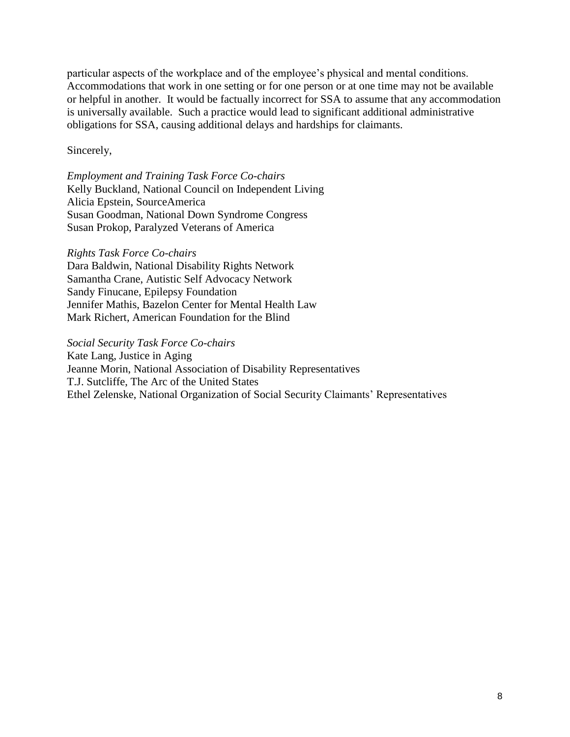particular aspects of the workplace and of the employee's physical and mental conditions. Accommodations that work in one setting or for one person or at one time may not be available or helpful in another. It would be factually incorrect for SSA to assume that any accommodation is universally available. Such a practice would lead to significant additional administrative obligations for SSA, causing additional delays and hardships for claimants.

Sincerely,

*Employment and Training Task Force Co-chairs*
Kelly Buckland, National Council on Independent Living
Alicia Epstein, SourceAmerica
Susan Goodman, National Down Syndrome Congress
Susan Prokop, Paralyzed Veterans of America

*Rights Task Force Co-chairs*
Dara Baldwin, National Disability Rights Network
Samantha Crane, Autistic Self Advocacy Network
Sandy Finucane, Epilepsy Foundation
Jennifer Mathis, Bazelon Center for Mental Health Law
Mark Richert, American Foundation for the Blind

*Social Security Task Force Co-chairs*
Kate Lang, Justice in Aging
Jeanne Morin, National Association of Disability Representatives
T.J. Sutcliffe, The Arc of the United States
Ethel Zelenske, National Organization of Social Security Claimants' Representatives